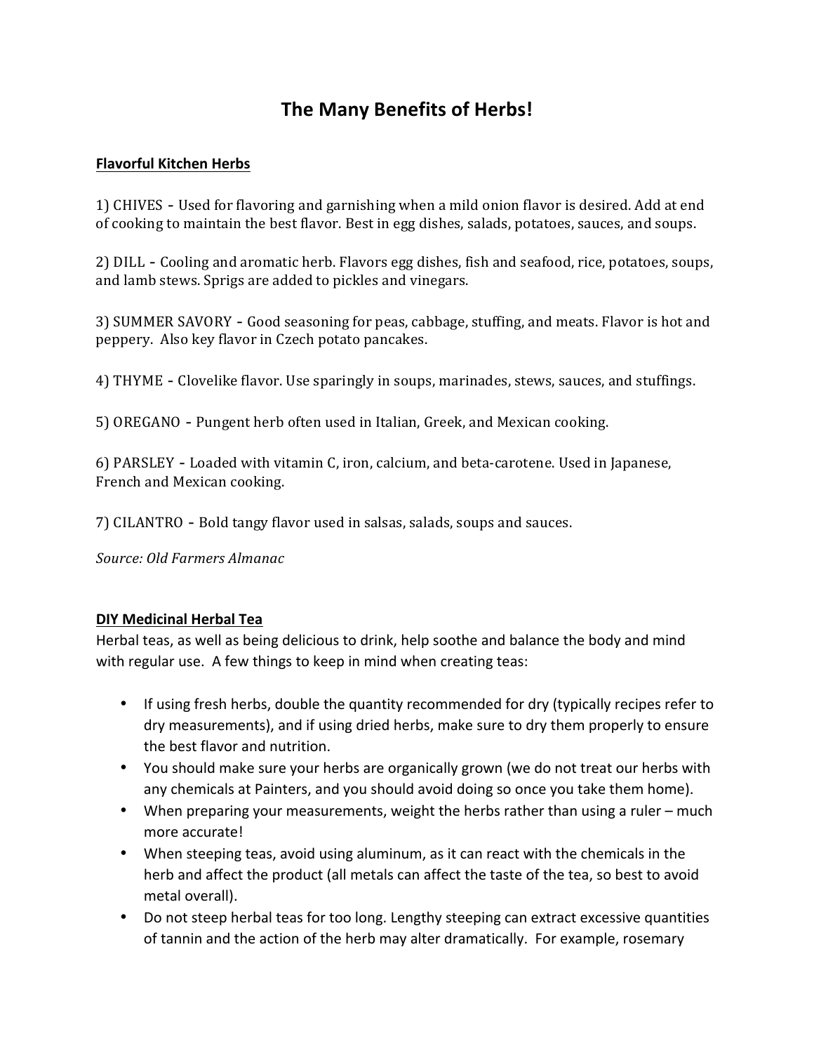# The Many Benefits of Herbs!

## Flavorful Kitchen Herbs

1) CHIVES - Used for flavoring and garnishing when a mild onion flavor is desired. Add at end of cooking to maintain the best flavor. Best in egg dishes, salads, potatoes, sauces, and soups.

2) DILL - Cooling and aromatic herb. Flavors egg dishes, fish and seafood, rice, potatoes, soups, and lamb stews. Sprigs are added to pickles and vinegars.

3) SUMMER SAVORY - Good seasoning for peas, cabbage, stuffing, and meats. Flavor is hot and peppery. Also key flavor in Czech potato pancakes.

4) THYME - Clovelike flavor. Use sparingly in soups, marinades, stews, sauces, and stuffings.

5) OREGANO - Pungent herb often used in Italian, Greek, and Mexican cooking.

6) PARSLEY - Loaded with vitamin C, iron, calcium, and beta-carotene. Used in Japanese, French and Mexican cooking.

7) CILANTRO - Bold tangy flavor used in salsas, salads, soups and sauces.

*Source: Old Farmers Almanac*

## DIY Medicinal Herbal Tea

Herbal teas, as well as being delicious to drink, help soothe and balance the body and mind with regular use. A few things to keep in mind when creating teas:

- If using fresh herbs, double the quantity recommended for dry (typically recipes refer to dry measurements), and if using dried herbs, make sure to dry them properly to ensure the best flavor and nutrition.
- You should make sure your herbs are organically grown (we do not treat our herbs with any chemicals at Painters, and you should avoid doing so once you take them home).
- When preparing your measurements, weight the herbs rather than using a ruler – much more accurate!
- When steeping teas, avoid using aluminum, as it can react with the chemicals in the herb and affect the product (all metals can affect the taste of the tea, so best to avoid metal overall).
- Do not steep herbal teas for too long. Lengthy steeping can extract excessive quantities of tannin and the action of the herb may alter dramatically. For example, rosemary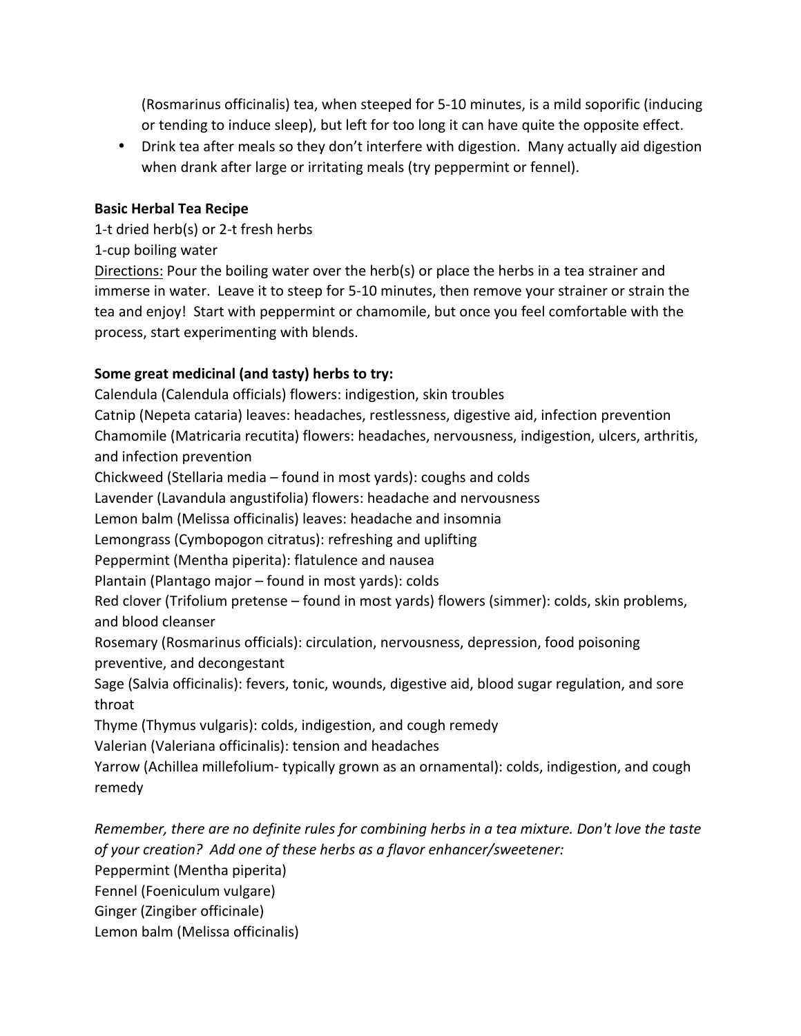(Rosmarinus officinalis) tea, when steeped for 5-10 minutes, is a mild soporific (inducing or tending to induce sleep), but left for too long it can have quite the opposite effect.

- Drink tea after meals so they don't interfere with digestion. Many actually aid digestion when drank after large or irritating meals (try peppermint or fennel).

**Basic Herbal Tea Recipe**

1-t dried herb(s) or 2-t fresh herbs
1-cup boiling water

<u>Directions:</u> Pour the boiling water over the herb(s) or place the herbs in a tea strainer and immerse in water. Leave it to steep for 5-10 minutes, then remove your strainer or strain the tea and enjoy! Start with peppermint or chamomile, but once you feel comfortable with the process, start experimenting with blends.

**Some great medicinal (and tasty) herbs to try:**

Calendula (Calendula officials) flowers: indigestion, skin troubles
Catnip (Nepeta cataria) leaves: headaches, restlessness, digestive aid, infection prevention
Chamomile (Matricaria recutita) flowers: headaches, nervousness, indigestion, ulcers, arthritis, and infection prevention
Chickweed (Stellaria media – found in most yards): coughs and colds
Lavender (Lavandula angustifolia) flowers: headache and nervousness
Lemon balm (Melissa officinalis) leaves: headache and insomnia
Lemongrass (Cymbopogon citratus): refreshing and uplifting
Peppermint (Mentha piperita): flatulence and nausea
Plantain (Plantago major – found in most yards): colds
Red clover (Trifolium pretense – found in most yards) flowers (simmer): colds, skin problems, and blood cleanser
Rosemary (Rosmarinus officials): circulation, nervousness, depression, food poisoning preventive, and decongestant
Sage (Salvia officinalis): fevers, tonic, wounds, digestive aid, blood sugar regulation, and sore throat
Thyme (Thymus vulgaris): colds, indigestion, and cough remedy
Valerian (Valeriana officinalis): tension and headaches
Yarrow (Achillea millefolium- typically grown as an ornamental): colds, indigestion, and cough remedy

*Remember, there are no definite rules for combining herbs in a tea mixture. Don't love the taste of your creation? Add one of these herbs as a flavor enhancer/sweetener:*

Peppermint (Mentha piperita)
Fennel (Foeniculum vulgare)
Ginger (Zingiber officinale)
Lemon balm (Melissa officinalis)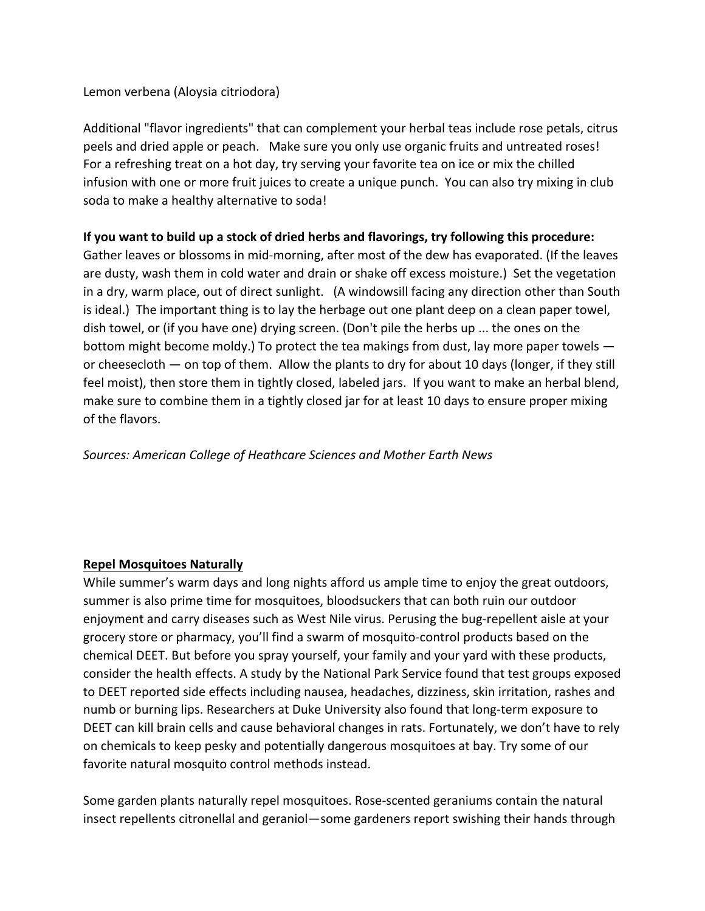Lemon verbena (Aloysia citriodora)

Additional "flavor ingredients" that can complement your herbal teas include rose petals, citrus peels and dried apple or peach. Make sure you only use organic fruits and untreated roses! For a refreshing treat on a hot day, try serving your favorite tea on ice or mix the chilled infusion with one or more fruit juices to create a unique punch. You can also try mixing in club soda to make a healthy alternative to soda!

**If you want to build up a stock of dried herbs and flavorings, try following this procedure:** Gather leaves or blossoms in mid-morning, after most of the dew has evaporated. (If the leaves are dusty, wash them in cold water and drain or shake off excess moisture.) Set the vegetation in a dry, warm place, out of direct sunlight. (A windowsill facing any direction other than South is ideal.) The important thing is to lay the herbage out one plant deep on a clean paper towel, dish towel, or (if you have one) drying screen. (Don't pile the herbs up ... the ones on the bottom might become moldy.) To protect the tea makings from dust, lay more paper towels — or cheesecloth — on top of them. Allow the plants to dry for about 10 days (longer, if they still feel moist), then store them in tightly closed, labeled jars. If you want to make an herbal blend, make sure to combine them in a tightly closed jar for at least 10 days to ensure proper mixing of the flavors.

*Sources: American College of Heathcare Sciences and Mother Earth News*

## Repel Mosquitoes Naturally

While summer's warm days and long nights afford us ample time to enjoy the great outdoors, summer is also prime time for mosquitoes, bloodsuckers that can both ruin our outdoor enjoyment and carry diseases such as West Nile virus. Perusing the bug-repellent aisle at your grocery store or pharmacy, you'll find a swarm of mosquito-control products based on the chemical DEET. But before you spray yourself, your family and your yard with these products, consider the health effects. A study by the National Park Service found that test groups exposed to DEET reported side effects including nausea, headaches, dizziness, skin irritation, rashes and numb or burning lips. Researchers at Duke University also found that long-term exposure to DEET can kill brain cells and cause behavioral changes in rats. Fortunately, we don't have to rely on chemicals to keep pesky and potentially dangerous mosquitoes at bay. Try some of our favorite natural mosquito control methods instead.

Some garden plants naturally repel mosquitoes. Rose-scented geraniums contain the natural insect repellents citronellal and geraniol—some gardeners report swishing their hands through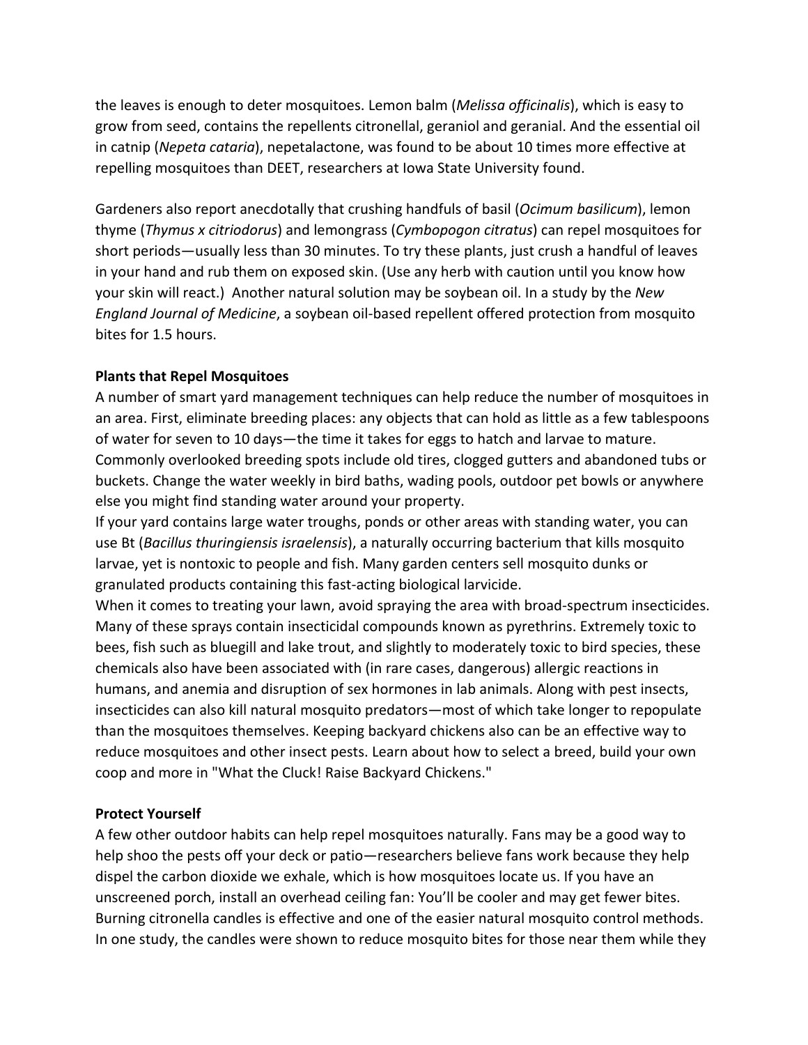the leaves is enough to deter mosquitoes. Lemon balm (*Melissa officinalis*), which is easy to grow from seed, contains the repellents citronellal, geraniol and geranial. And the essential oil in catnip (*Nepeta cataria*), nepetalactone, was found to be about 10 times more effective at repelling mosquitoes than DEET, researchers at Iowa State University found.

Gardeners also report anecdotally that crushing handfuls of basil (*Ocimum basilicum*), lemon thyme (*Thymus x citriodorus*) and lemongrass (*Cymbopogon citratus*) can repel mosquitoes for short periods—usually less than 30 minutes. To try these plants, just crush a handful of leaves in your hand and rub them on exposed skin. (Use any herb with caution until you know how your skin will react.) Another natural solution may be soybean oil. In a study by the *New England Journal of Medicine*, a soybean oil-based repellent offered protection from mosquito bites for 1.5 hours.

**Plants that Repel Mosquitoes**

A number of smart yard management techniques can help reduce the number of mosquitoes in an area. First, eliminate breeding places: any objects that can hold as little as a few tablespoons of water for seven to 10 days—the time it takes for eggs to hatch and larvae to mature. Commonly overlooked breeding spots include old tires, clogged gutters and abandoned tubs or buckets. Change the water weekly in bird baths, wading pools, outdoor pet bowls or anywhere else you might find standing water around your property.

If your yard contains large water troughs, ponds or other areas with standing water, you can use Bt (*Bacillus thuringiensis israelensis*), a naturally occurring bacterium that kills mosquito larvae, yet is nontoxic to people and fish. Many garden centers sell mosquito dunks or granulated products containing this fast-acting biological larvicide.

When it comes to treating your lawn, avoid spraying the area with broad-spectrum insecticides. Many of these sprays contain insecticidal compounds known as pyrethrins. Extremely toxic to bees, fish such as bluegill and lake trout, and slightly to moderately toxic to bird species, these chemicals also have been associated with (in rare cases, dangerous) allergic reactions in humans, and anemia and disruption of sex hormones in lab animals. Along with pest insects, insecticides can also kill natural mosquito predators—most of which take longer to repopulate than the mosquitoes themselves. Keeping backyard chickens also can be an effective way to reduce mosquitoes and other insect pests. Learn about how to select a breed, build your own coop and more in "What the Cluck! Raise Backyard Chickens."

**Protect Yourself**

A few other outdoor habits can help repel mosquitoes naturally. Fans may be a good way to help shoo the pests off your deck or patio—researchers believe fans work because they help dispel the carbon dioxide we exhale, which is how mosquitoes locate us. If you have an unscreened porch, install an overhead ceiling fan: You'll be cooler and may get fewer bites. Burning citronella candles is effective and one of the easier natural mosquito control methods. In one study, the candles were shown to reduce mosquito bites for those near them while they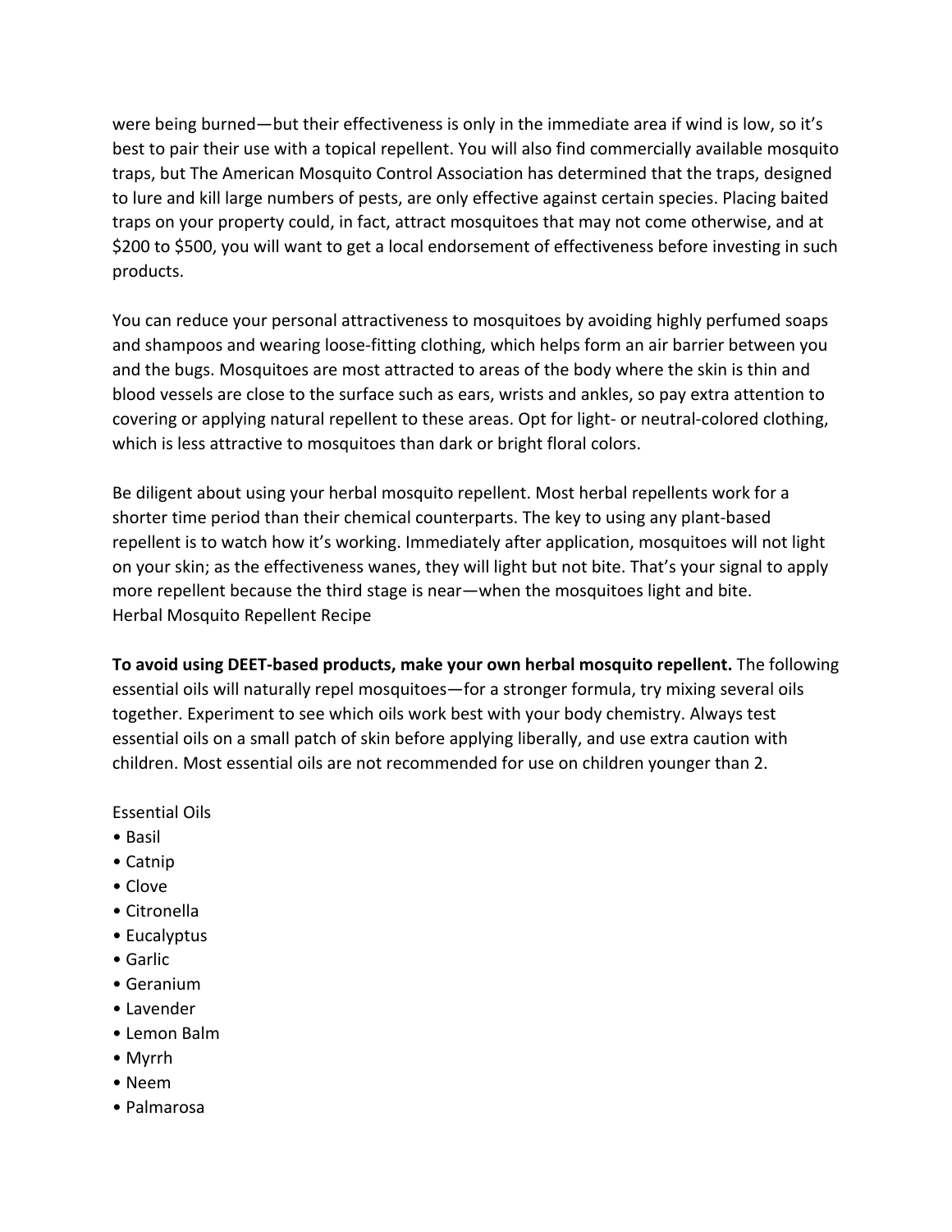were being burned—but their effectiveness is only in the immediate area if wind is low, so it's best to pair their use with a topical repellent. You will also find commercially available mosquito traps, but The American Mosquito Control Association has determined that the traps, designed to lure and kill large numbers of pests, are only effective against certain species. Placing baited traps on your property could, in fact, attract mosquitoes that may not come otherwise, and at $200 to $500, you will want to get a local endorsement of effectiveness before investing in such products.

You can reduce your personal attractiveness to mosquitoes by avoiding highly perfumed soaps and shampoos and wearing loose-fitting clothing, which helps form an air barrier between you and the bugs. Mosquitoes are most attracted to areas of the body where the skin is thin and blood vessels are close to the surface such as ears, wrists and ankles, so pay extra attention to covering or applying natural repellent to these areas. Opt for light- or neutral-colored clothing, which is less attractive to mosquitoes than dark or bright floral colors.

Be diligent about using your herbal mosquito repellent. Most herbal repellents work for a shorter time period than their chemical counterparts. The key to using any plant-based repellent is to watch how it's working. Immediately after application, mosquitoes will not light on your skin; as the effectiveness wanes, they will light but not bite. That's your signal to apply more repellent because the third stage is near—when the mosquitoes light and bite.

Herbal Mosquito Repellent Recipe

**To avoid using DEET-based products, make your own herbal mosquito repellent.** The following essential oils will naturally repel mosquitoes—for a stronger formula, try mixing several oils together. Experiment to see which oils work best with your body chemistry. Always test essential oils on a small patch of skin before applying liberally, and use extra caution with children. Most essential oils are not recommended for use on children younger than 2.

Essential Oils

- Basil
- Catnip
- Clove
- Citronella
- Eucalyptus
- Garlic
- Geranium
- Lavender
- Lemon Balm
- Myrrh
- Neem
- Palmarosa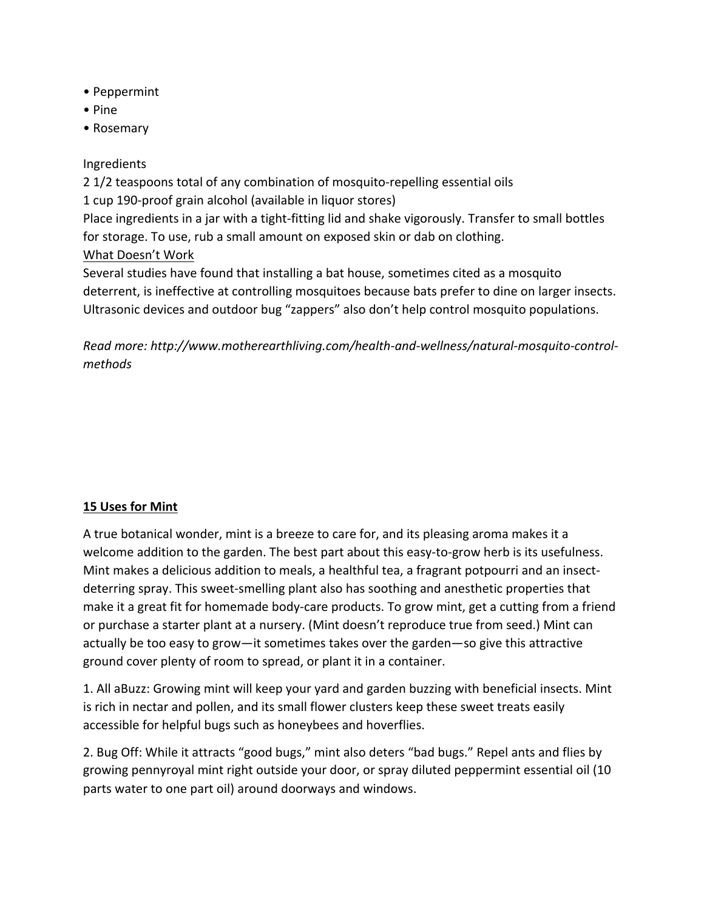- Peppermint
- Pine
- Rosemary

Ingredients

2 1/2 teaspoons total of any combination of mosquito-repelling essential oils

1 cup 190-proof grain alcohol (available in liquor stores)

Place ingredients in a jar with a tight-fitting lid and shake vigorously. Transfer to small bottles for storage. To use, rub a small amount on exposed skin or dab on clothing.

<u>What Doesn't Work</u>

Several studies have found that installing a bat house, sometimes cited as a mosquito deterrent, is ineffective at controlling mosquitoes because bats prefer to dine on larger insects. Ultrasonic devices and outdoor bug "zappers" also don't help control mosquito populations.

*Read more: http://www.motherearthliving.com/health-and-wellness/natural-mosquito-control-methods*

## **<u>15 Uses for Mint</u>**

A true botanical wonder, mint is a breeze to care for, and its pleasing aroma makes it a welcome addition to the garden. The best part about this easy-to-grow herb is its usefulness. Mint makes a delicious addition to meals, a healthful tea, a fragrant potpourri and an insect-deterring spray. This sweet-smelling plant also has soothing and anesthetic properties that make it a great fit for homemade body-care products. To grow mint, get a cutting from a friend or purchase a starter plant at a nursery. (Mint doesn't reproduce true from seed.) Mint can actually be too easy to grow—it sometimes takes over the garden—so give this attractive ground cover plenty of room to spread, or plant it in a container.

1. All aBuzz: Growing mint will keep your yard and garden buzzing with beneficial insects. Mint is rich in nectar and pollen, and its small flower clusters keep these sweet treats easily accessible for helpful bugs such as honeybees and hoverflies.

2. Bug Off: While it attracts "good bugs," mint also deters "bad bugs." Repel ants and flies by growing pennyroyal mint right outside your door, or spray diluted peppermint essential oil (10 parts water to one part oil) around doorways and windows.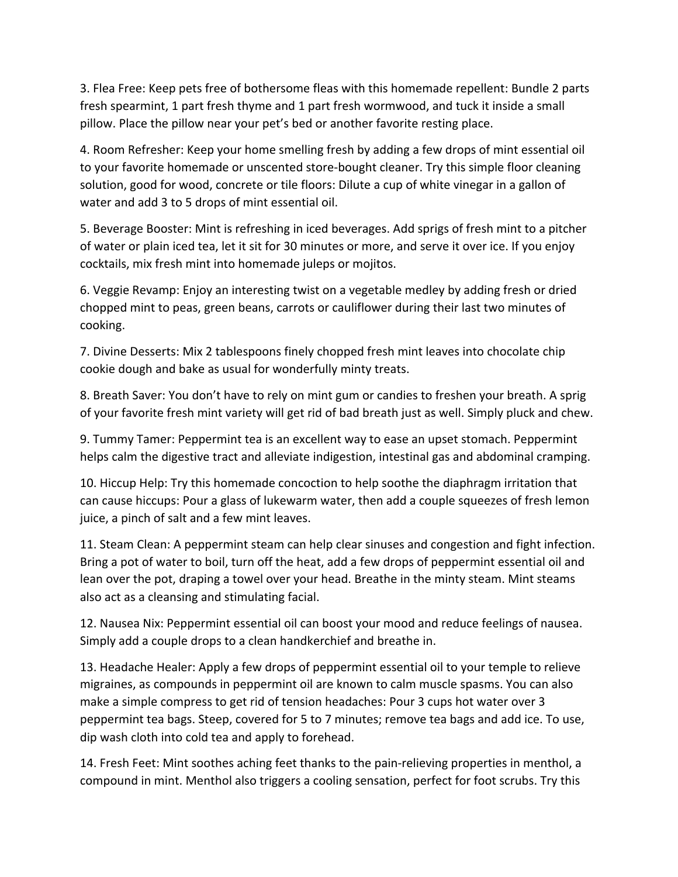3. Flea Free: Keep pets free of bothersome fleas with this homemade repellent: Bundle 2 parts fresh spearmint, 1 part fresh thyme and 1 part fresh wormwood, and tuck it inside a small pillow. Place the pillow near your pet's bed or another favorite resting place.

4. Room Refresher: Keep your home smelling fresh by adding a few drops of mint essential oil to your favorite homemade or unscented store-bought cleaner. Try this simple floor cleaning solution, good for wood, concrete or tile floors: Dilute a cup of white vinegar in a gallon of water and add 3 to 5 drops of mint essential oil.

5. Beverage Booster: Mint is refreshing in iced beverages. Add sprigs of fresh mint to a pitcher of water or plain iced tea, let it sit for 30 minutes or more, and serve it over ice. If you enjoy cocktails, mix fresh mint into homemade juleps or mojitos.

6. Veggie Revamp: Enjoy an interesting twist on a vegetable medley by adding fresh or dried chopped mint to peas, green beans, carrots or cauliflower during their last two minutes of cooking.

7. Divine Desserts: Mix 2 tablespoons finely chopped fresh mint leaves into chocolate chip cookie dough and bake as usual for wonderfully minty treats.

8. Breath Saver: You don't have to rely on mint gum or candies to freshen your breath. A sprig of your favorite fresh mint variety will get rid of bad breath just as well. Simply pluck and chew.

9. Tummy Tamer: Peppermint tea is an excellent way to ease an upset stomach. Peppermint helps calm the digestive tract and alleviate indigestion, intestinal gas and abdominal cramping.

10. Hiccup Help: Try this homemade concoction to help soothe the diaphragm irritation that can cause hiccups: Pour a glass of lukewarm water, then add a couple squeezes of fresh lemon juice, a pinch of salt and a few mint leaves.

11. Steam Clean: A peppermint steam can help clear sinuses and congestion and fight infection. Bring a pot of water to boil, turn off the heat, add a few drops of peppermint essential oil and lean over the pot, draping a towel over your head. Breathe in the minty steam. Mint steams also act as a cleansing and stimulating facial.

12. Nausea Nix: Peppermint essential oil can boost your mood and reduce feelings of nausea. Simply add a couple drops to a clean handkerchief and breathe in.

13. Headache Healer: Apply a few drops of peppermint essential oil to your temple to relieve migraines, as compounds in peppermint oil are known to calm muscle spasms. You can also make a simple compress to get rid of tension headaches: Pour 3 cups hot water over 3 peppermint tea bags. Steep, covered for 5 to 7 minutes; remove tea bags and add ice. To use, dip wash cloth into cold tea and apply to forehead.

14. Fresh Feet: Mint soothes aching feet thanks to the pain-relieving properties in menthol, a compound in mint. Menthol also triggers a cooling sensation, perfect for foot scrubs. Try this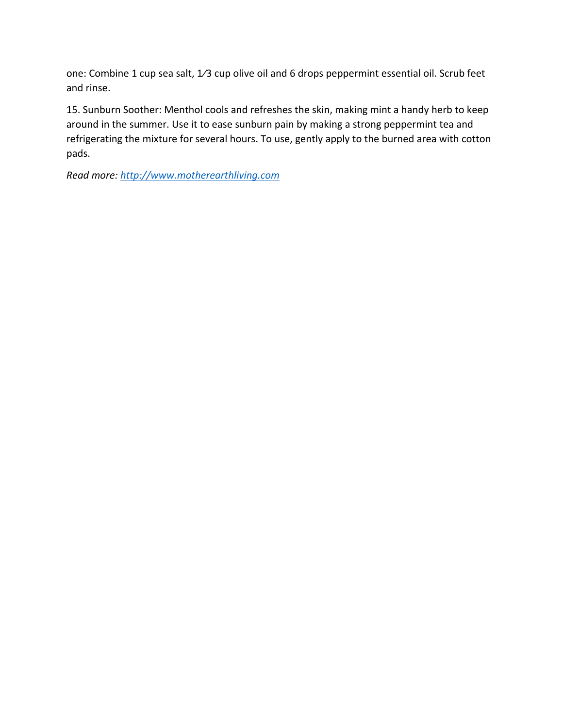one: Combine 1 cup sea salt, 1⁄3 cup olive oil and 6 drops peppermint essential oil. Scrub feet and rinse.

15. Sunburn Soother: Menthol cools and refreshes the skin, making mint a handy herb to keep around in the summer. Use it to ease sunburn pain by making a strong peppermint tea and refrigerating the mixture for several hours. To use, gently apply to the burned area with cotton pads.

*Read more: [http://www.motherearthliving.com](http://www.motherearthliving.com)*